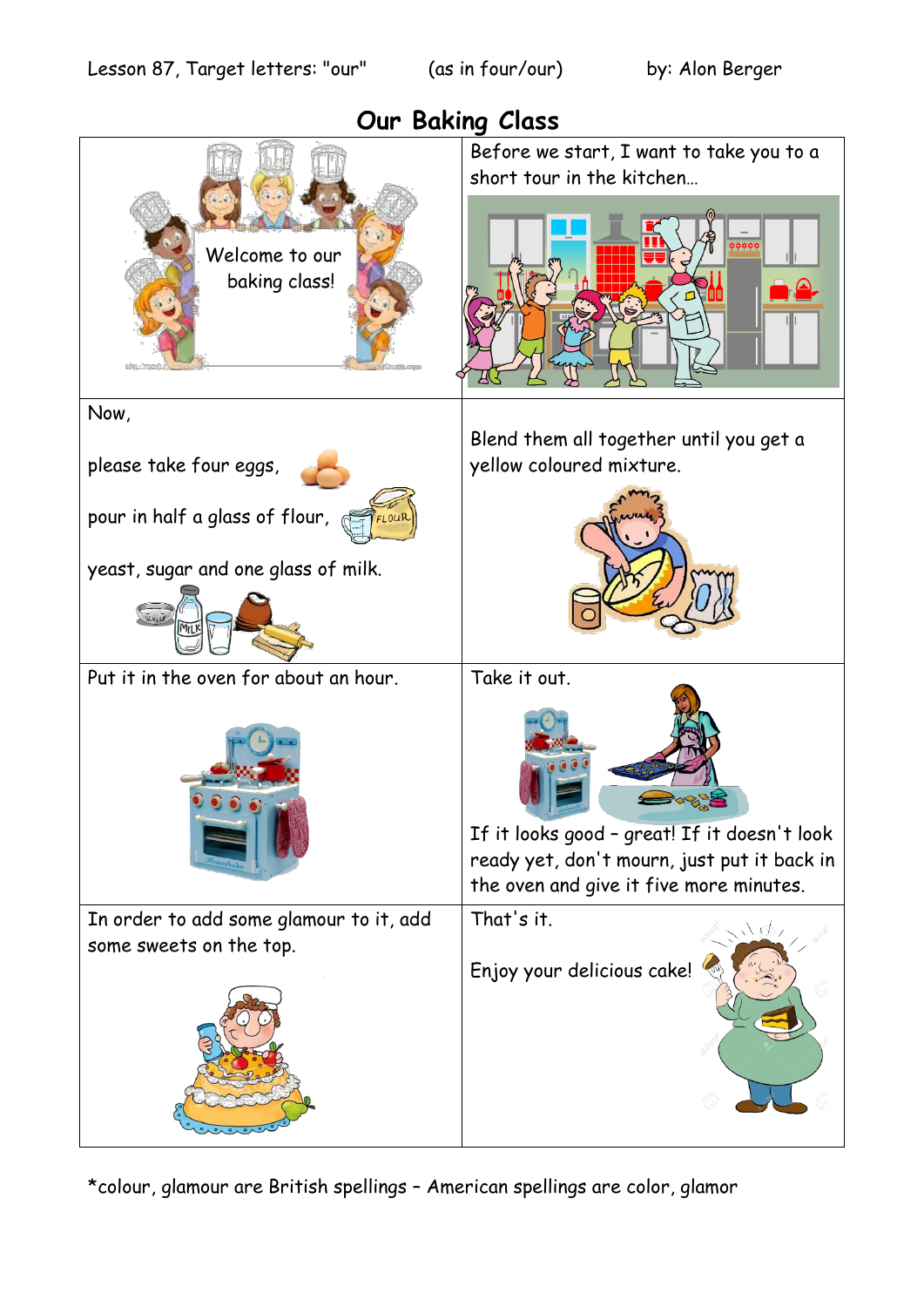Lesson 87, Target letters: "our" (as in four/our) by: Alon Berger

# Our Baking Class

| | |
|---|---|
| Welcome to our baking class! | Before we start, I want to take you to a short tour in the kitchen… |
| Now, please take four eggs, pour in half a glass of flour, yeast, sugar and one glass of milk. | Blend them all together until you get a yellow coloured mixture. |
| Put it in the oven for about an hour. | Take it out. If it looks good – great! If it doesn't look ready yet, don't mourn, just put it back in the oven and give it five more minutes. |
| In order to add some glamour to it, add some sweets on the top. | That's it. Enjoy your delicious cake! |

*colour, glamour are British spellings – American spellings are color, glamor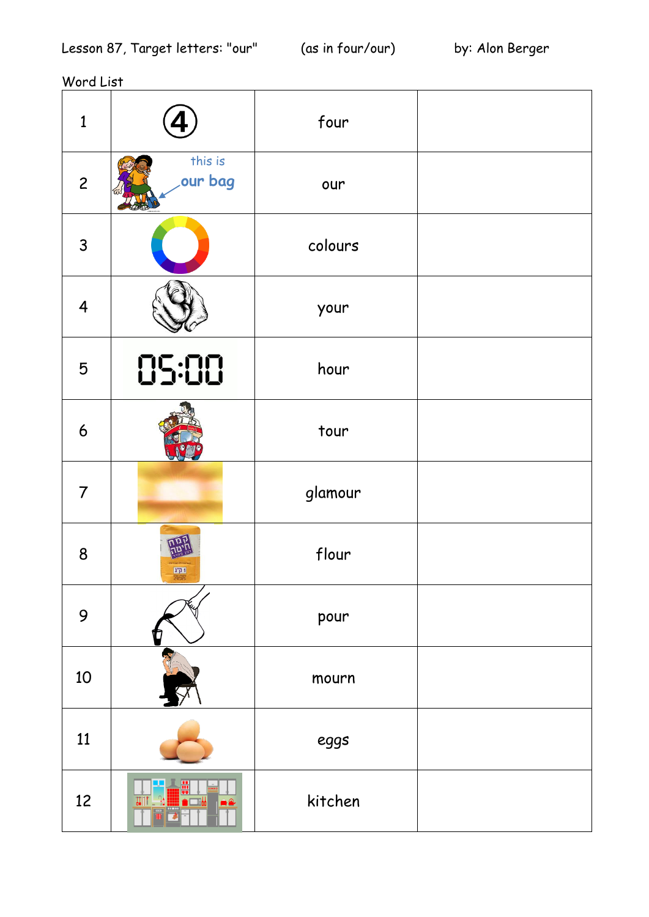Lesson 87, Target letters: "our" (as in four/our) by: Alon Berger

Word List

| | | | |
|---|---|---|---|
| 1 | ④ | four | |
| 2 | this is our bag | our | |
| 3 | | colours | |
| 4 | | your | |
| 5 | 05:00 | hour | |
| 6 | | tour | |
| 7 | | glamour | |
| 8 | | flour | |
| 9 | | pour | |
| 10 | | mourn | |
| 11 | | eggs | |
| 12 | | kitchen | |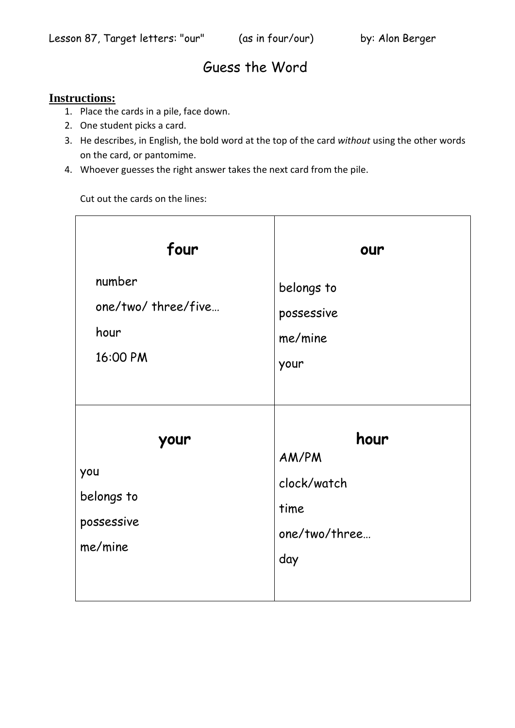Lesson 87, Target letters: "our" (as in four/our) by: Alon Berger

# Guess the Word

**Instructions:**

1. Place the cards in a pile, face down.
2. One student picks a card.
3. He describes, in English, the bold word at the top of the card *without* using the other words on the card, or pantomime.
4. Whoever guesses the right answer takes the next card from the pile.

Cut out the cards on the lines:

| **four** | **our** |
|---|---|
| number<br>one/two/ three/five…<br>hour<br>16:00 PM | belongs to<br>possessive<br>me/mine<br>your |
| **your** | **hour** |
| you<br>belongs to<br>possessive<br>me/mine | AM/PM<br>clock/watch<br>time<br>one/two/three…<br>day |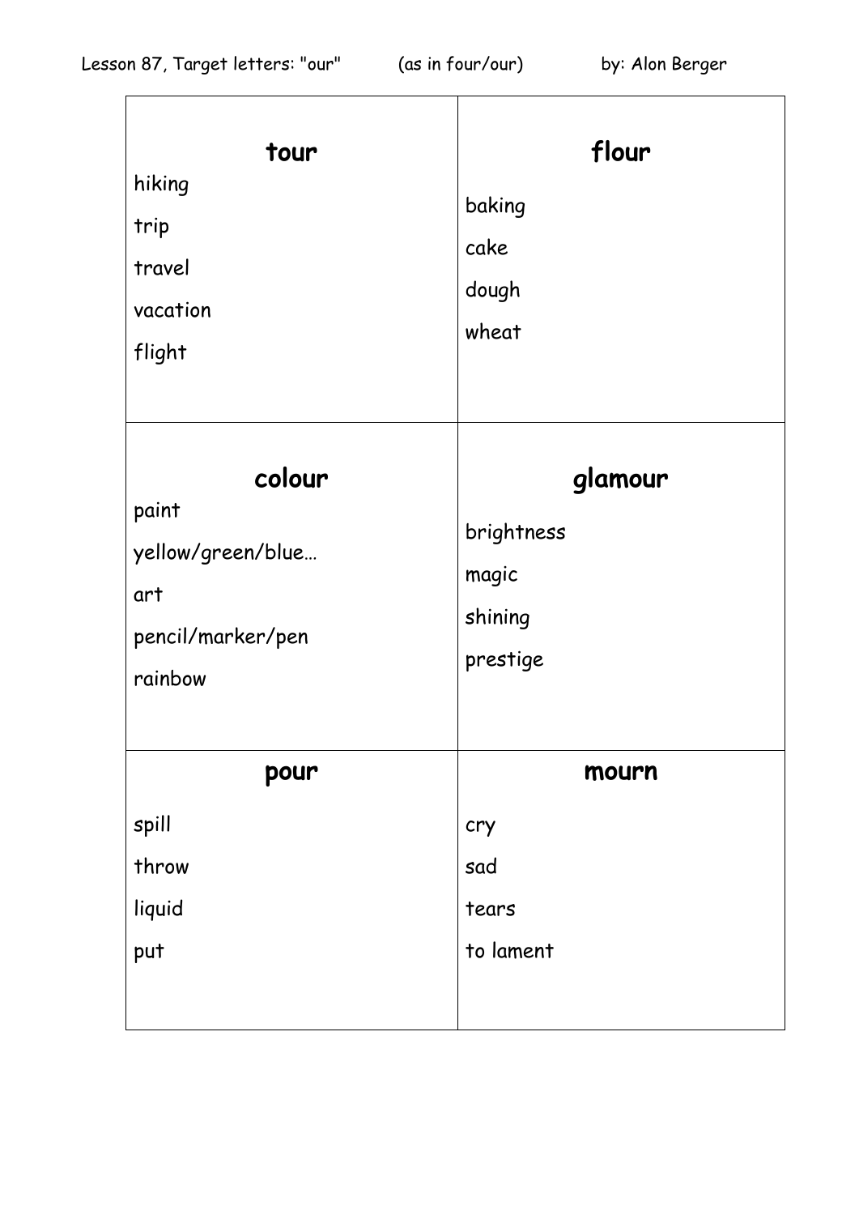Lesson 87, Target letters: "our" (as in four/our) by: Alon Berger

| | |
|---|---|
| **tour**<br>hiking<br>trip<br>travel<br>vacation<br>flight | **flour**<br>baking<br>cake<br>dough<br>wheat |
| **colour**<br>paint<br>yellow/green/blue…<br>art<br>pencil/marker/pen<br>rainbow | **glamour**<br>brightness<br>magic<br>shining<br>prestige |
| **pour**<br>spill<br>throw<br>liquid<br>put | **mourn**<br>cry<br>sad<br>tears<br>to lament |